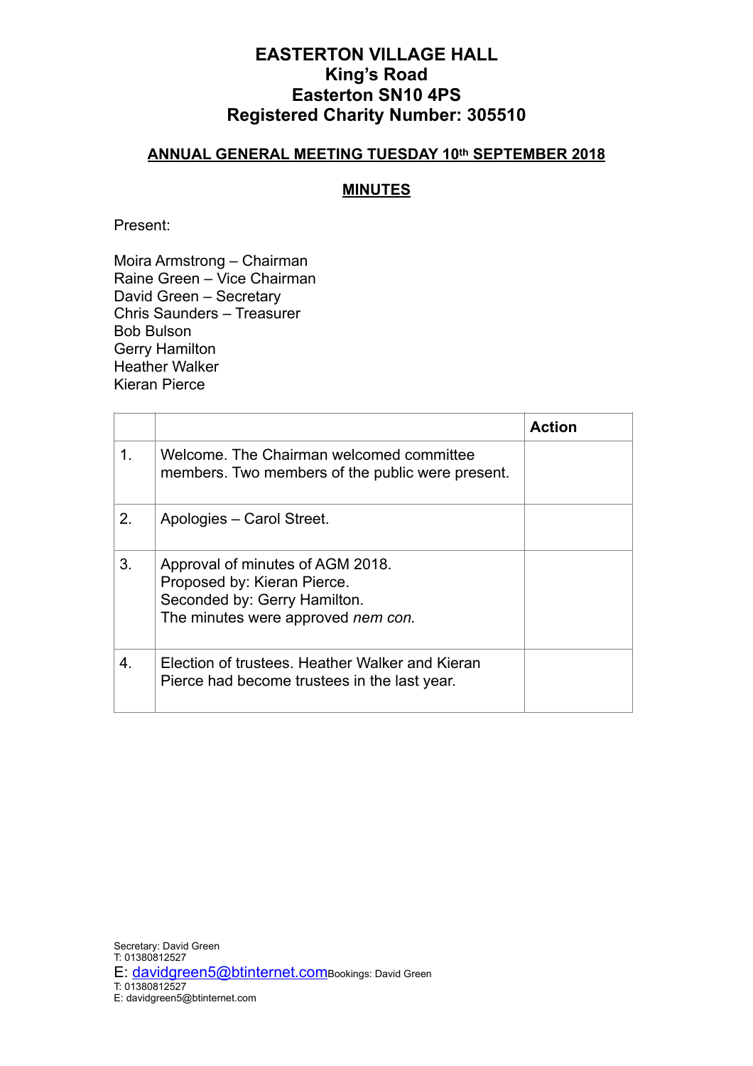# EASTERTON VILLAGE HALL
# King's Road
# Easterton SN10 4PS
# Registered Charity Number: 305510

## ANNUAL GENERAL MEETING TUESDAY 10th SEPTEMBER 2018

## MINUTES

Present:

Moira Armstrong – Chairman
Raine Green – Vice Chairman
David Green – Secretary
Chris Saunders – Treasurer
Bob Bulson
Gerry Hamilton
Heather Walker
Kieran Pierce

| | | Action |
|---|---|---|
| 1. | Welcome. The Chairman welcomed committee members. Two members of the public were present. | |
| 2. | Apologies – Carol Street. | |
| 3. | Approval of minutes of AGM 2018.<br>Proposed by: Kieran Pierce.<br>Seconded by: Gerry Hamilton.<br>The minutes were approved *nem con.* | |
| 4. | Election of trustees. Heather Walker and Kieran Pierce had become trustees in the last year. | |

Secretary: David Green
T: 01380812527
E: davidgreen5@btinternet.com

Bookings: David Green
T: 01380812527
E: davidgreen5@btinternet.com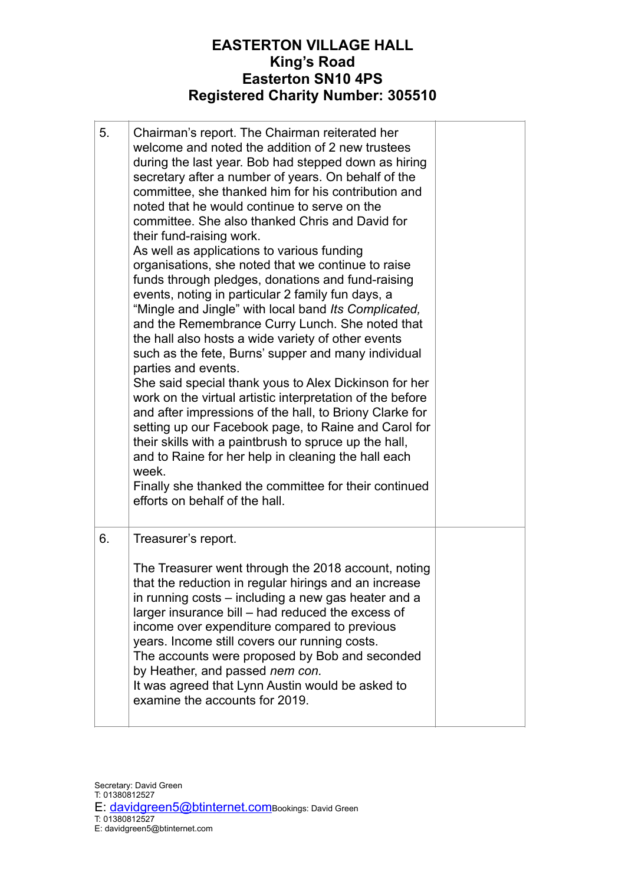# EASTERTON VILLAGE HALL
## King's Road
## Easterton SN10 4PS
## Registered Charity Number: 305510

| | | |
|---|---|---|
| 5. | Chairman's report. The Chairman reiterated her welcome and noted the addition of 2 new trustees during the last year. Bob had stepped down as hiring secretary after a number of years. On behalf of the committee, she thanked him for his contribution and noted that he would continue to serve on the committee. She also thanked Chris and David for their fund-raising work.<br>As well as applications to various funding organisations, she noted that we continue to raise funds through pledges, donations and fund-raising events, noting in particular 2 family fun days, a "Mingle and Jingle" with local band *Its Complicated,* and the Remembrance Curry Lunch. She noted that the hall also hosts a wide variety of other events such as the fete, Burns' supper and many individual parties and events.<br>She said special thank yous to Alex Dickinson for her work on the virtual artistic interpretation of the before and after impressions of the hall, to Briony Clarke for setting up our Facebook page, to Raine and Carol for their skills with a paintbrush to spruce up the hall, and to Raine for her help in cleaning the hall each week.<br>Finally she thanked the committee for their continued efforts on behalf of the hall. | |
| 6. | Treasurer's report.<br><br>The Treasurer went through the 2018 account, noting that the reduction in regular hirings and an increase in running costs – including a new gas heater and a larger insurance bill – had reduced the excess of income over expenditure compared to previous years. Income still covers our running costs.<br>The accounts were proposed by Bob and seconded by Heather, and passed *nem con.*<br>It was agreed that Lynn Austin would be asked to examine the accounts for 2019. | |

Secretary: David Green
T: 01380812527
E: davidgreen5@btinternet.com Bookings: David Green
T: 01380812527
E: davidgreen5@btinternet.com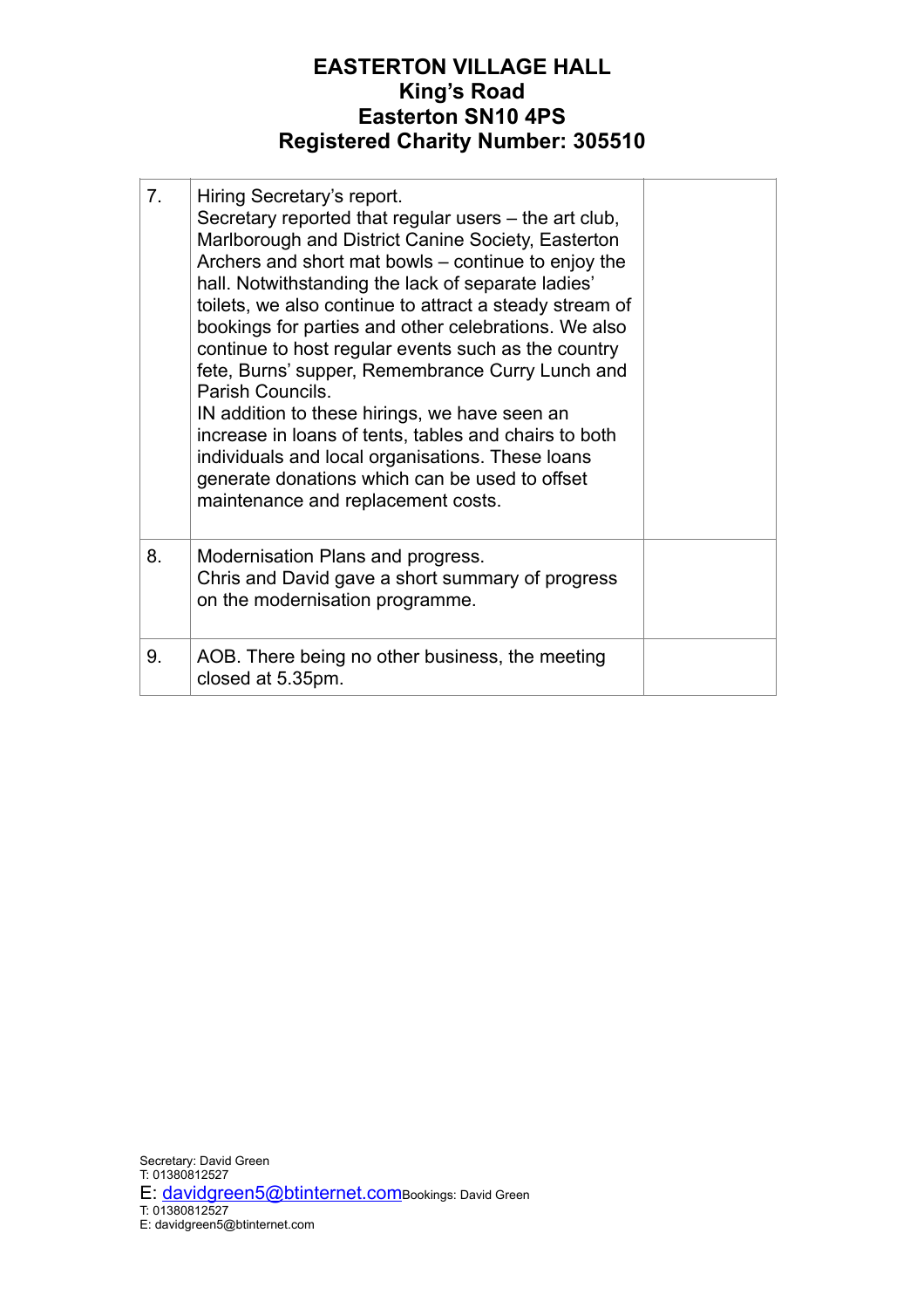# EASTERTON VILLAGE HALL
## King's Road
## Easterton SN10 4PS
## Registered Charity Number: 305510

| | | |
|---|---|---|
| 7. | Hiring Secretary's report.<br>Secretary reported that regular users – the art club, Marlborough and District Canine Society, Easterton Archers and short mat bowls – continue to enjoy the hall. Notwithstanding the lack of separate ladies' toilets, we also continue to attract a steady stream of bookings for parties and other celebrations. We also continue to host regular events such as the country fete, Burns' supper, Remembrance Curry Lunch and Parish Councils.<br>IN addition to these hirings, we have seen an increase in loans of tents, tables and chairs to both individuals and local organisations. These loans generate donations which can be used to offset maintenance and replacement costs. | |
| 8. | Modernisation Plans and progress.<br>Chris and David gave a short summary of progress on the modernisation programme. | |
| 9. | AOB. There being no other business, the meeting closed at 5.35pm. | |

Secretary: David Green
T: 01380812527
E: davidgreen5@btinternet.com
Bookings: David Green
T: 01380812527
E: davidgreen5@btinternet.com